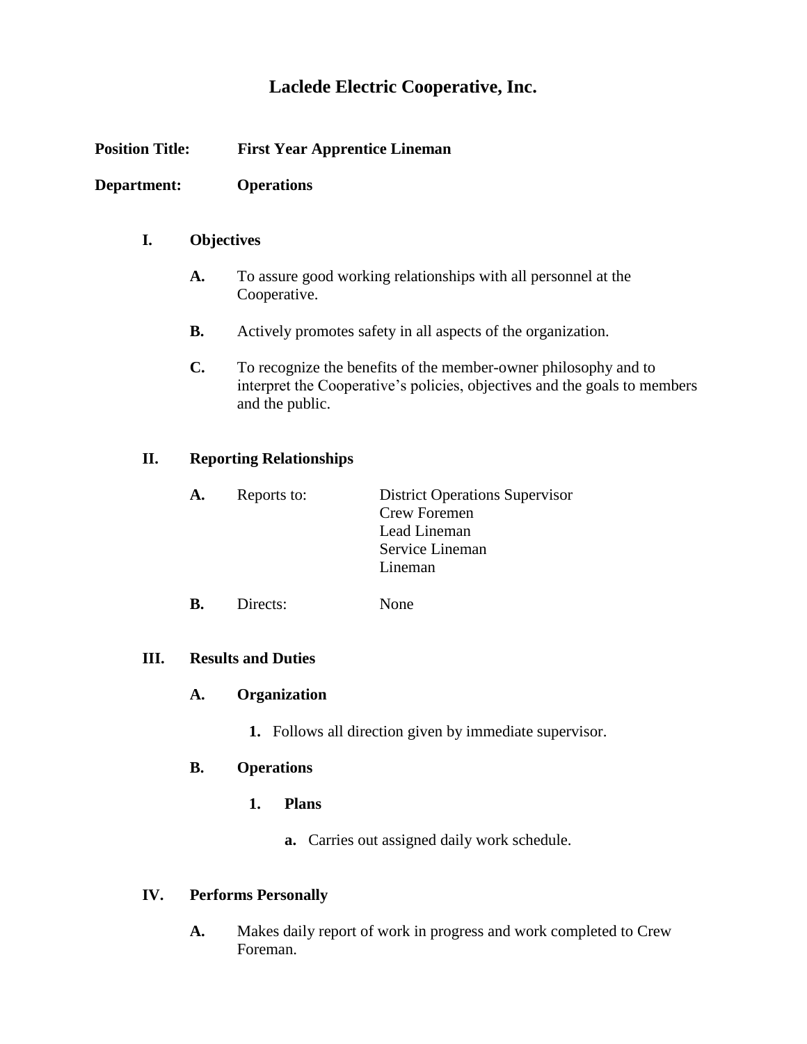# Laclede Electric Cooperative, Inc.

**Position Title:** **First Year Apprentice Lineman**

**Department:** **Operations**

## I. Objectives

**A.** To assure good working relationships with all personnel at the Cooperative.

**B.** Actively promotes safety in all aspects of the organization.

**C.** To recognize the benefits of the member-owner philosophy and to interpret the Cooperative's policies, objectives and the goals to members and the public.

## II. Reporting Relationships

**A.** Reports to: District Operations Supervisor
Crew Foremen
Lead Lineman
Service Lineman
Lineman

**B.** Directs: None

## III. Results and Duties

### A. Organization

1. Follows all direction given by immediate supervisor.

### B. Operations

**1. Plans**

a. Carries out assigned daily work schedule.

## IV. Performs Personally

**A.** Makes daily report of work in progress and work completed to Crew Foreman.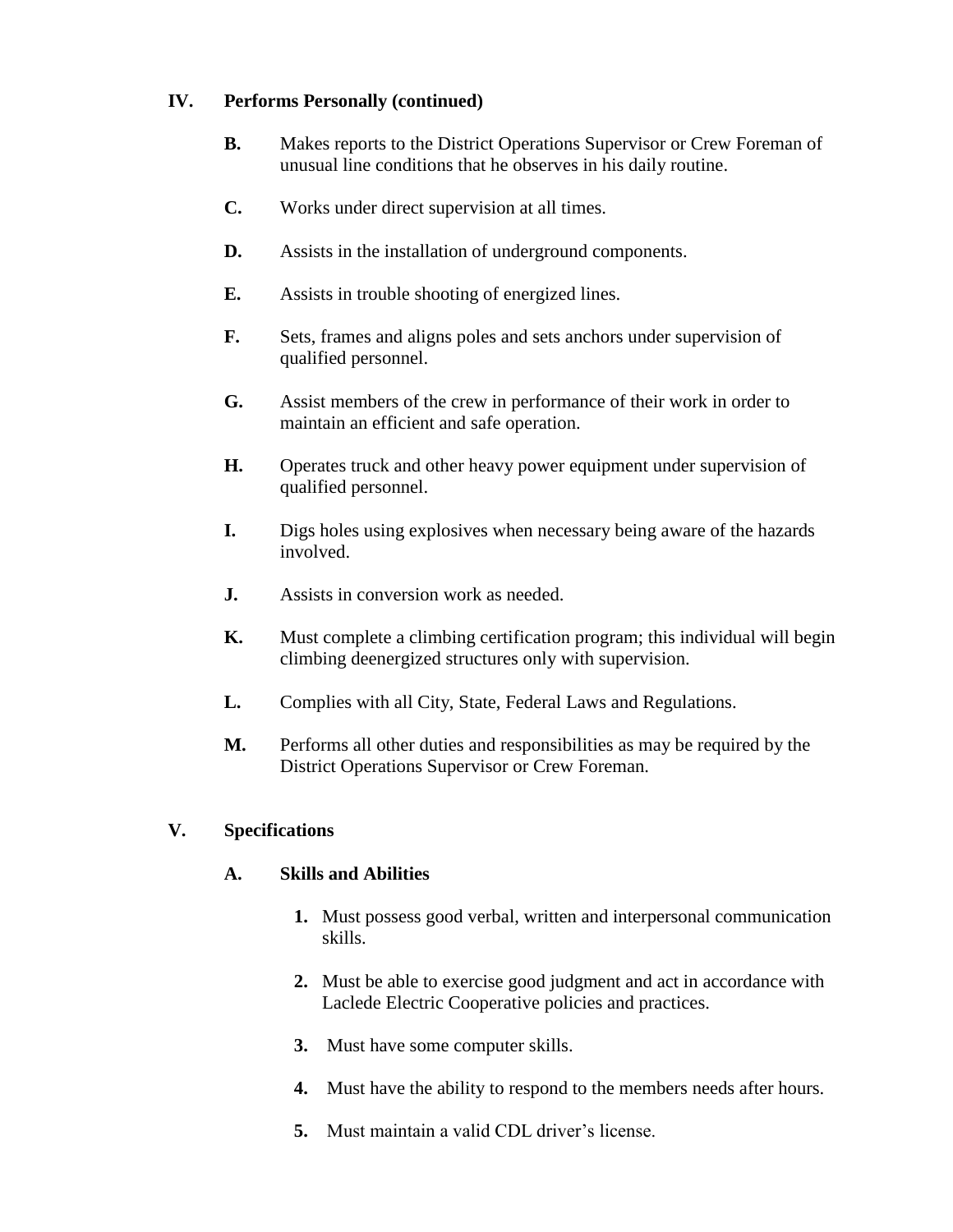## IV. Performs Personally (continued)

**B.** Makes reports to the District Operations Supervisor or Crew Foreman of unusual line conditions that he observes in his daily routine.

**C.** Works under direct supervision at all times.

**D.** Assists in the installation of underground components.

**E.** Assists in trouble shooting of energized lines.

**F.** Sets, frames and aligns poles and sets anchors under supervision of qualified personnel.

**G.** Assist members of the crew in performance of their work in order to maintain an efficient and safe operation.

**H.** Operates truck and other heavy power equipment under supervision of qualified personnel.

**I.** Digs holes using explosives when necessary being aware of the hazards involved.

**J.** Assists in conversion work as needed.

**K.** Must complete a climbing certification program; this individual will begin climbing deenergized structures only with supervision.

**L.** Complies with all City, State, Federal Laws and Regulations.

**M.** Performs all other duties and responsibilities as may be required by the District Operations Supervisor or Crew Foreman.

## V. Specifications

### A. Skills and Abilities

1. Must possess good verbal, written and interpersonal communication skills.
2. Must be able to exercise good judgment and act in accordance with Laclede Electric Cooperative policies and practices.
3. Must have some computer skills.
4. Must have the ability to respond to the members needs after hours.
5. Must maintain a valid CDL driver's license.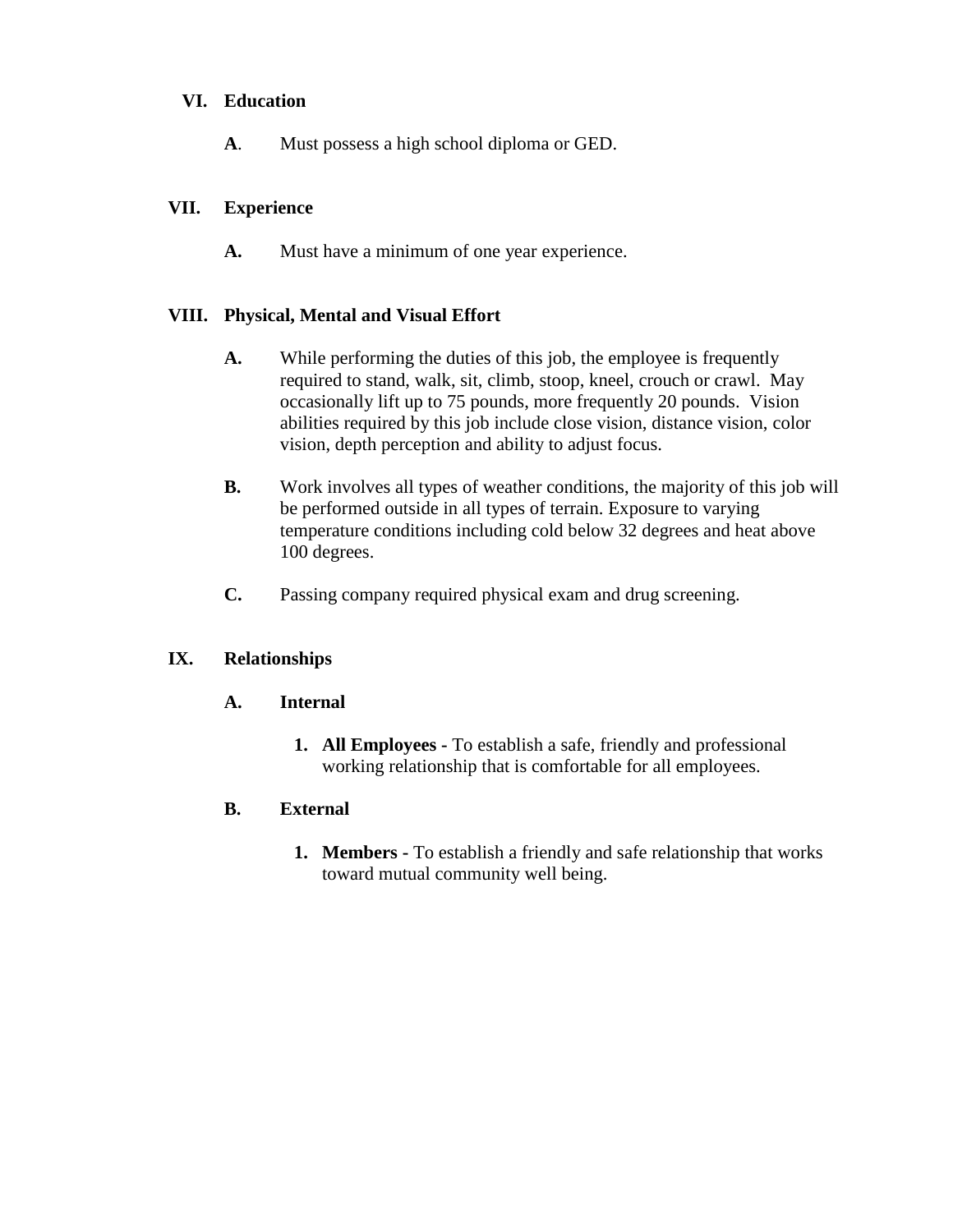## VI. Education

**A**. Must possess a high school diploma or GED.

## VII. Experience

**A.** Must have a minimum of one year experience.

## VIII. Physical, Mental and Visual Effort

**A.** While performing the duties of this job, the employee is frequently required to stand, walk, sit, climb, stoop, kneel, crouch or crawl. May occasionally lift up to 75 pounds, more frequently 20 pounds. Vision abilities required by this job include close vision, distance vision, color vision, depth perception and ability to adjust focus.

**B.** Work involves all types of weather conditions, the majority of this job will be performed outside in all types of terrain. Exposure to varying temperature conditions including cold below 32 degrees and heat above 100 degrees.

**C.** Passing company required physical exam and drug screening.

## IX. Relationships

### A. Internal

1. **All Employees -** To establish a safe, friendly and professional working relationship that is comfortable for all employees.

### B. External

1. **Members -** To establish a friendly and safe relationship that works toward mutual community well being.